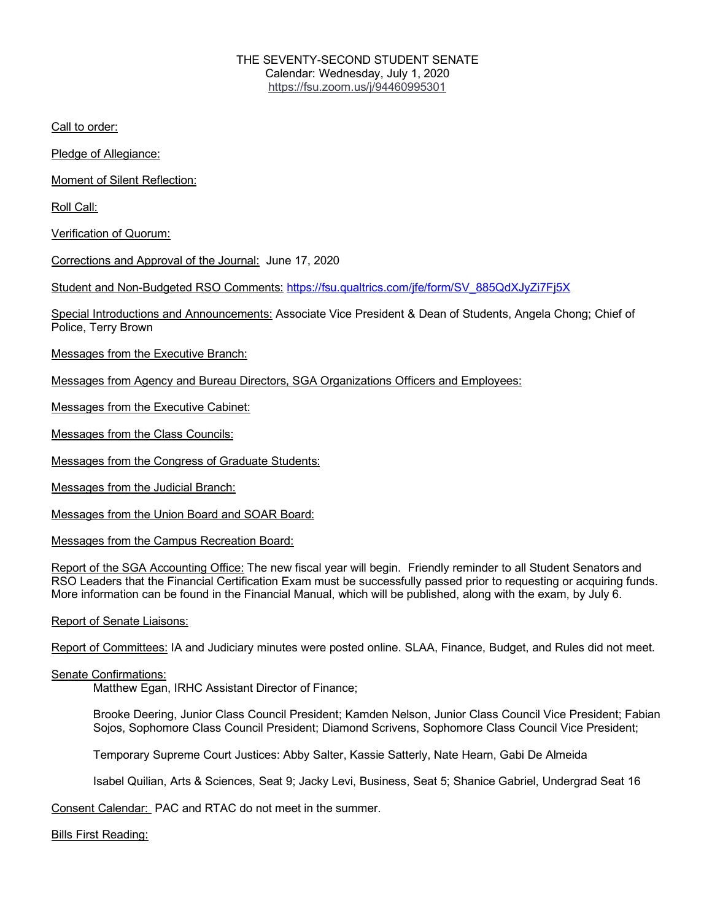THE SEVENTY-SECOND STUDENT SENATE
Calendar: Wednesday, July 1, 2020
https://fsu.zoom.us/j/94460995301

Call to order:

Pledge of Allegiance:

Moment of Silent Reflection:

Roll Call:

Verification of Quorum:

Corrections and Approval of the Journal: June 17, 2020

Student and Non-Budgeted RSO Comments: https://fsu.qualtrics.com/jfe/form/SV_885QdXJyZi7Fj5X

Special Introductions and Announcements: Associate Vice President & Dean of Students, Angela Chong; Chief of Police, Terry Brown

Messages from the Executive Branch:

Messages from Agency and Bureau Directors, SGA Organizations Officers and Employees:

Messages from the Executive Cabinet:

Messages from the Class Councils:

Messages from the Congress of Graduate Students:

Messages from the Judicial Branch:

Messages from the Union Board and SOAR Board:

Messages from the Campus Recreation Board:

Report of the SGA Accounting Office: The new fiscal year will begin. Friendly reminder to all Student Senators and RSO Leaders that the Financial Certification Exam must be successfully passed prior to requesting or acquiring funds. More information can be found in the Financial Manual, which will be published, along with the exam, by July 6.

Report of Senate Liaisons:

Report of Committees: IA and Judiciary minutes were posted online. SLAA, Finance, Budget, and Rules did not meet.

Senate Confirmations:

Matthew Egan, IRHC Assistant Director of Finance;

Brooke Deering, Junior Class Council President; Kamden Nelson, Junior Class Council Vice President; Fabian Sojos, Sophomore Class Council President; Diamond Scrivens, Sophomore Class Council Vice President;

Temporary Supreme Court Justices: Abby Salter, Kassie Satterly, Nate Hearn, Gabi De Almeida

Isabel Quilian, Arts & Sciences, Seat 9; Jacky Levi, Business, Seat 5; Shanice Gabriel, Undergrad Seat 16

Consent Calendar: PAC and RTAC do not meet in the summer.

Bills First Reading: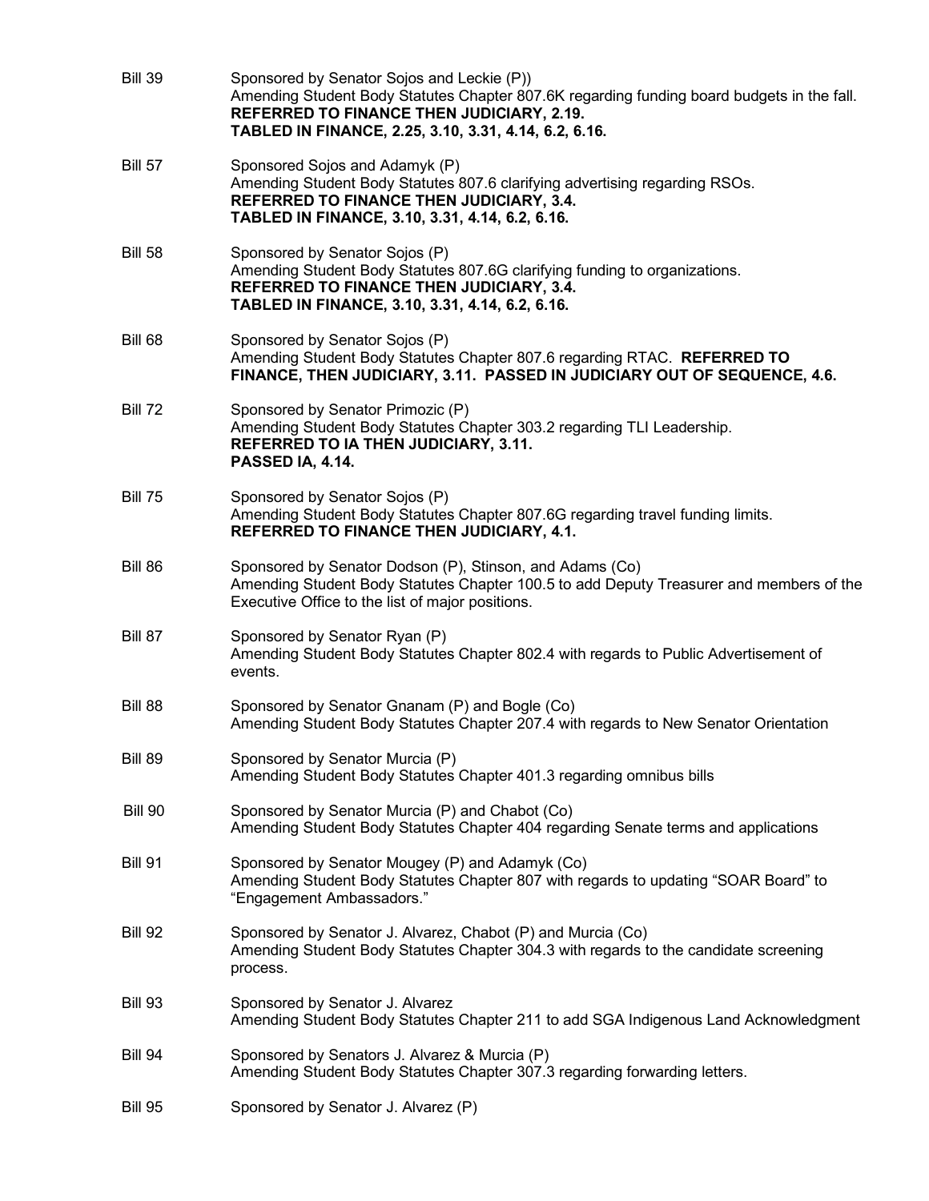Bill 39 — Sponsored by Senator Sojos and Leckie (P))
Amending Student Body Statutes Chapter 807.6K regarding funding board budgets in the fall.
**REFERRED TO FINANCE THEN JUDICIARY, 2.19.**
**TABLED IN FINANCE, 2.25, 3.10, 3.31, 4.14, 6.2, 6.16.**

Bill 57 — Sponsored Sojos and Adamyk (P)
Amending Student Body Statutes 807.6 clarifying advertising regarding RSOs.
**REFERRED TO FINANCE THEN JUDICIARY, 3.4.**
**TABLED IN FINANCE, 3.10, 3.31, 4.14, 6.2, 6.16.**

Bill 58 — Sponsored by Senator Sojos (P)
Amending Student Body Statutes 807.6G clarifying funding to organizations.
**REFERRED TO FINANCE THEN JUDICIARY, 3.4.**
**TABLED IN FINANCE, 3.10, 3.31, 4.14, 6.2, 6.16.**

Bill 68 — Sponsored by Senator Sojos (P)
Amending Student Body Statutes Chapter 807.6 regarding RTAC. **REFERRED TO FINANCE, THEN JUDICIARY, 3.11. PASSED IN JUDICIARY OUT OF SEQUENCE, 4.6.**

Bill 72 — Sponsored by Senator Primozic (P)
Amending Student Body Statutes Chapter 303.2 regarding TLI Leadership.
**REFERRED TO IA THEN JUDICIARY, 3.11.**
**PASSED IA, 4.14.**

Bill 75 — Sponsored by Senator Sojos (P)
Amending Student Body Statutes Chapter 807.6G regarding travel funding limits.
**REFERRED TO FINANCE THEN JUDICIARY, 4.1.**

Bill 86 — Sponsored by Senator Dodson (P), Stinson, and Adams (Co)
Amending Student Body Statutes Chapter 100.5 to add Deputy Treasurer and members of the Executive Office to the list of major positions.

Bill 87 — Sponsored by Senator Ryan (P)
Amending Student Body Statutes Chapter 802.4 with regards to Public Advertisement of events.

Bill 88 — Sponsored by Senator Gnanam (P) and Bogle (Co)
Amending Student Body Statutes Chapter 207.4 with regards to New Senator Orientation

Bill 89 — Sponsored by Senator Murcia (P)
Amending Student Body Statutes Chapter 401.3 regarding omnibus bills

Bill 90 — Sponsored by Senator Murcia (P) and Chabot (Co)
Amending Student Body Statutes Chapter 404 regarding Senate terms and applications

Bill 91 — Sponsored by Senator Mougey (P) and Adamyk (Co)
Amending Student Body Statutes Chapter 807 with regards to updating "SOAR Board" to "Engagement Ambassadors."

Bill 92 — Sponsored by Senator J. Alvarez, Chabot (P) and Murcia (Co)
Amending Student Body Statutes Chapter 304.3 with regards to the candidate screening process.

Bill 93 — Sponsored by Senator J. Alvarez
Amending Student Body Statutes Chapter 211 to add SGA Indigenous Land Acknowledgment

Bill 94 — Sponsored by Senators J. Alvarez & Murcia (P)
Amending Student Body Statutes Chapter 307.3 regarding forwarding letters.

Bill 95 — Sponsored by Senator J. Alvarez (P)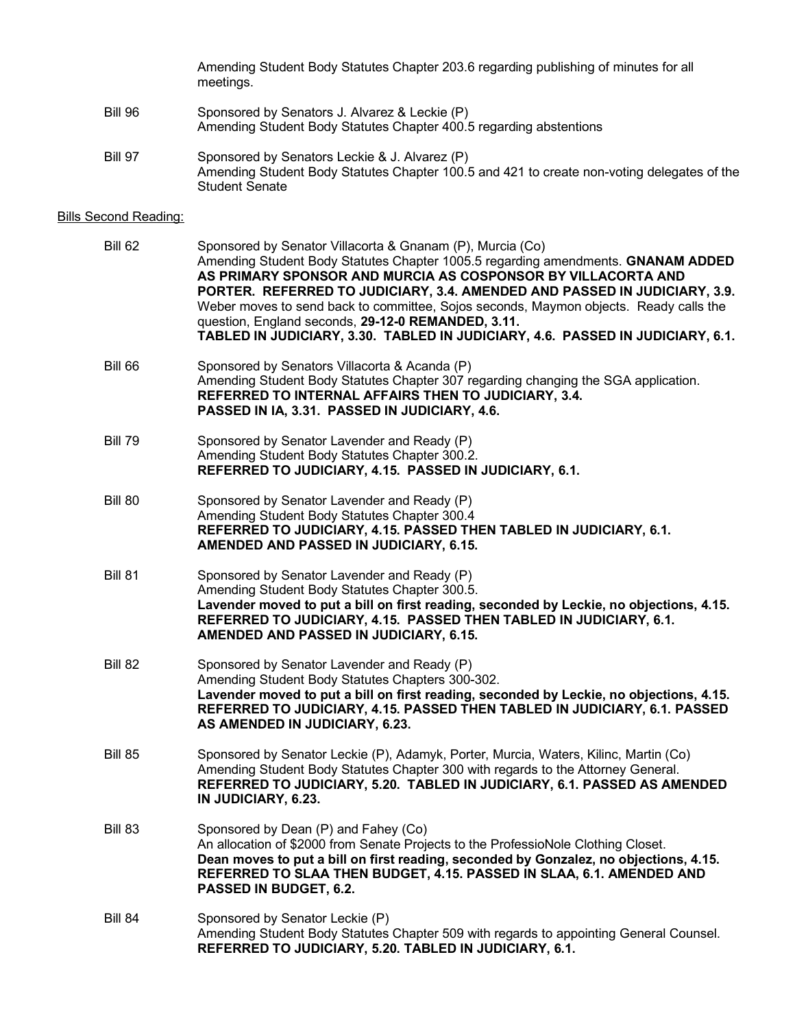Amending Student Body Statutes Chapter 203.6 regarding publishing of minutes for all meetings.

Bill 96 Sponsored by Senators J. Alvarez & Leckie (P)
Amending Student Body Statutes Chapter 400.5 regarding abstentions

Bill 97 Sponsored by Senators Leckie & J. Alvarez (P)
Amending Student Body Statutes Chapter 100.5 and 421 to create non-voting delegates of the Student Senate

Bills Second Reading:

Bill 62 Sponsored by Senator Villacorta & Gnanam (P), Murcia (Co)
Amending Student Body Statutes Chapter 1005.5 regarding amendments. **GNANAM ADDED AS PRIMARY SPONSOR AND MURCIA AS COSPONSOR BY VILLACORTA AND PORTER. REFERRED TO JUDICIARY, 3.4. AMENDED AND PASSED IN JUDICIARY, 3.9.** Weber moves to send back to committee, Sojos seconds, Maymon objects. Ready calls the question, England seconds, **29-12-0 REMANDED, 3.11. TABLED IN JUDICIARY, 3.30. TABLED IN JUDICIARY, 4.6. PASSED IN JUDICIARY, 6.1.**

Bill 66 Sponsored by Senators Villacorta & Acanda (P)
Amending Student Body Statutes Chapter 307 regarding changing the SGA application. **REFERRED TO INTERNAL AFFAIRS THEN TO JUDICIARY, 3.4. PASSED IN IA, 3.31. PASSED IN JUDICIARY, 4.6.**

Bill 79 Sponsored by Senator Lavender and Ready (P)
Amending Student Body Statutes Chapter 300.2.
**REFERRED TO JUDICIARY, 4.15. PASSED IN JUDICIARY, 6.1.**

Bill 80 Sponsored by Senator Lavender and Ready (P)
Amending Student Body Statutes Chapter 300.4
**REFERRED TO JUDICIARY, 4.15. PASSED THEN TABLED IN JUDICIARY, 6.1. AMENDED AND PASSED IN JUDICIARY, 6.15.**

Bill 81 Sponsored by Senator Lavender and Ready (P)
Amending Student Body Statutes Chapter 300.5.
**Lavender moved to put a bill on first reading, seconded by Leckie, no objections, 4.15. REFERRED TO JUDICIARY, 4.15. PASSED THEN TABLED IN JUDICIARY, 6.1. AMENDED AND PASSED IN JUDICIARY, 6.15.**

Bill 82 Sponsored by Senator Lavender and Ready (P)
Amending Student Body Statutes Chapters 300-302.
**Lavender moved to put a bill on first reading, seconded by Leckie, no objections, 4.15. REFERRED TO JUDICIARY, 4.15. PASSED THEN TABLED IN JUDICIARY, 6.1. PASSED AS AMENDED IN JUDICIARY, 6.23.**

Bill 85 Sponsored by Senator Leckie (P), Adamyk, Porter, Murcia, Waters, Kilinc, Martin (Co)
Amending Student Body Statutes Chapter 300 with regards to the Attorney General.
**REFERRED TO JUDICIARY, 5.20. TABLED IN JUDICIARY, 6.1. PASSED AS AMENDED IN JUDICIARY, 6.23.**

Bill 83 Sponsored by Dean (P) and Fahey (Co)
An allocation of $2000 from Senate Projects to the ProfessioNole Clothing Closet.
**Dean moves to put a bill on first reading, seconded by Gonzalez, no objections, 4.15. REFERRED TO SLAA THEN BUDGET, 4.15. PASSED IN SLAA, 6.1. AMENDED AND PASSED IN BUDGET, 6.2.**

Bill 84 Sponsored by Senator Leckie (P)
Amending Student Body Statutes Chapter 509 with regards to appointing General Counsel.
**REFERRED TO JUDICIARY, 5.20. TABLED IN JUDICIARY, 6.1.**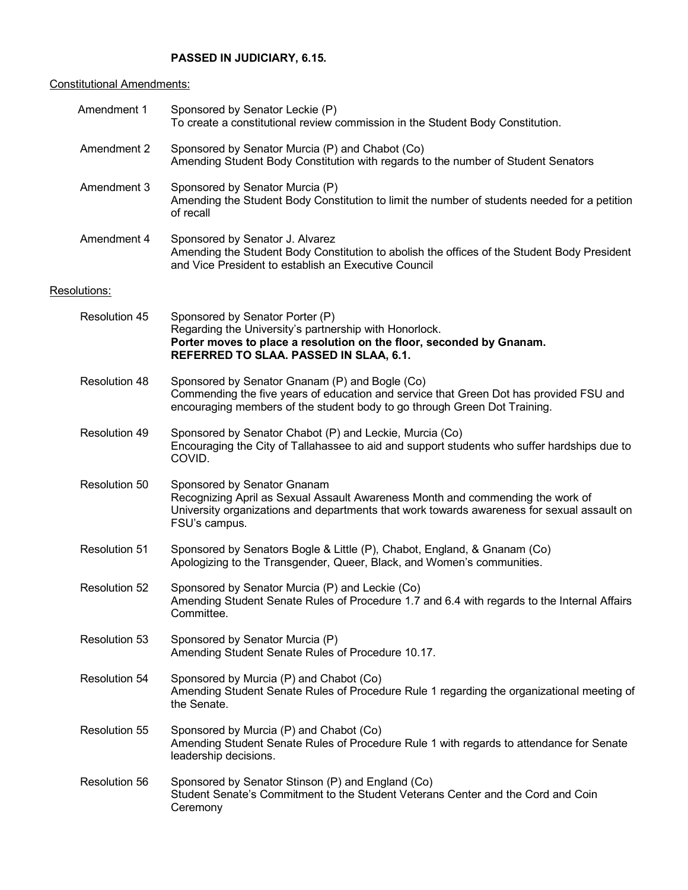**PASSED IN JUDICIARY, 6.15.**

Constitutional Amendments:

Amendment 1 — Sponsored by Senator Leckie (P)
To create a constitutional review commission in the Student Body Constitution.

Amendment 2 — Sponsored by Senator Murcia (P) and Chabot (Co)
Amending Student Body Constitution with regards to the number of Student Senators

Amendment 3 — Sponsored by Senator Murcia (P)
Amending the Student Body Constitution to limit the number of students needed for a petition of recall

Amendment 4 — Sponsored by Senator J. Alvarez
Amending the Student Body Constitution to abolish the offices of the Student Body President and Vice President to establish an Executive Council

Resolutions:

Resolution 45 — Sponsored by Senator Porter (P)
Regarding the University's partnership with Honorlock.
**Porter moves to place a resolution on the floor, seconded by Gnanam.**
**REFERRED TO SLAA. PASSED IN SLAA, 6.1.**

Resolution 48 — Sponsored by Senator Gnanam (P) and Bogle (Co)
Commending the five years of education and service that Green Dot has provided FSU and encouraging members of the student body to go through Green Dot Training.

Resolution 49 — Sponsored by Senator Chabot (P) and Leckie, Murcia (Co)
Encouraging the City of Tallahassee to aid and support students who suffer hardships due to COVID.

Resolution 50 — Sponsored by Senator Gnanam
Recognizing April as Sexual Assault Awareness Month and commending the work of University organizations and departments that work towards awareness for sexual assault on FSU's campus.

Resolution 51 — Sponsored by Senators Bogle & Little (P), Chabot, England, & Gnanam (Co)
Apologizing to the Transgender, Queer, Black, and Women's communities.

Resolution 52 — Sponsored by Senator Murcia (P) and Leckie (Co)
Amending Student Senate Rules of Procedure 1.7 and 6.4 with regards to the Internal Affairs Committee.

Resolution 53 — Sponsored by Senator Murcia (P)
Amending Student Senate Rules of Procedure 10.17.

Resolution 54 — Sponsored by Murcia (P) and Chabot (Co)
Amending Student Senate Rules of Procedure Rule 1 regarding the organizational meeting of the Senate.

Resolution 55 — Sponsored by Murcia (P) and Chabot (Co)
Amending Student Senate Rules of Procedure Rule 1 with regards to attendance for Senate leadership decisions.

Resolution 56 — Sponsored by Senator Stinson (P) and England (Co)
Student Senate's Commitment to the Student Veterans Center and the Cord and Coin Ceremony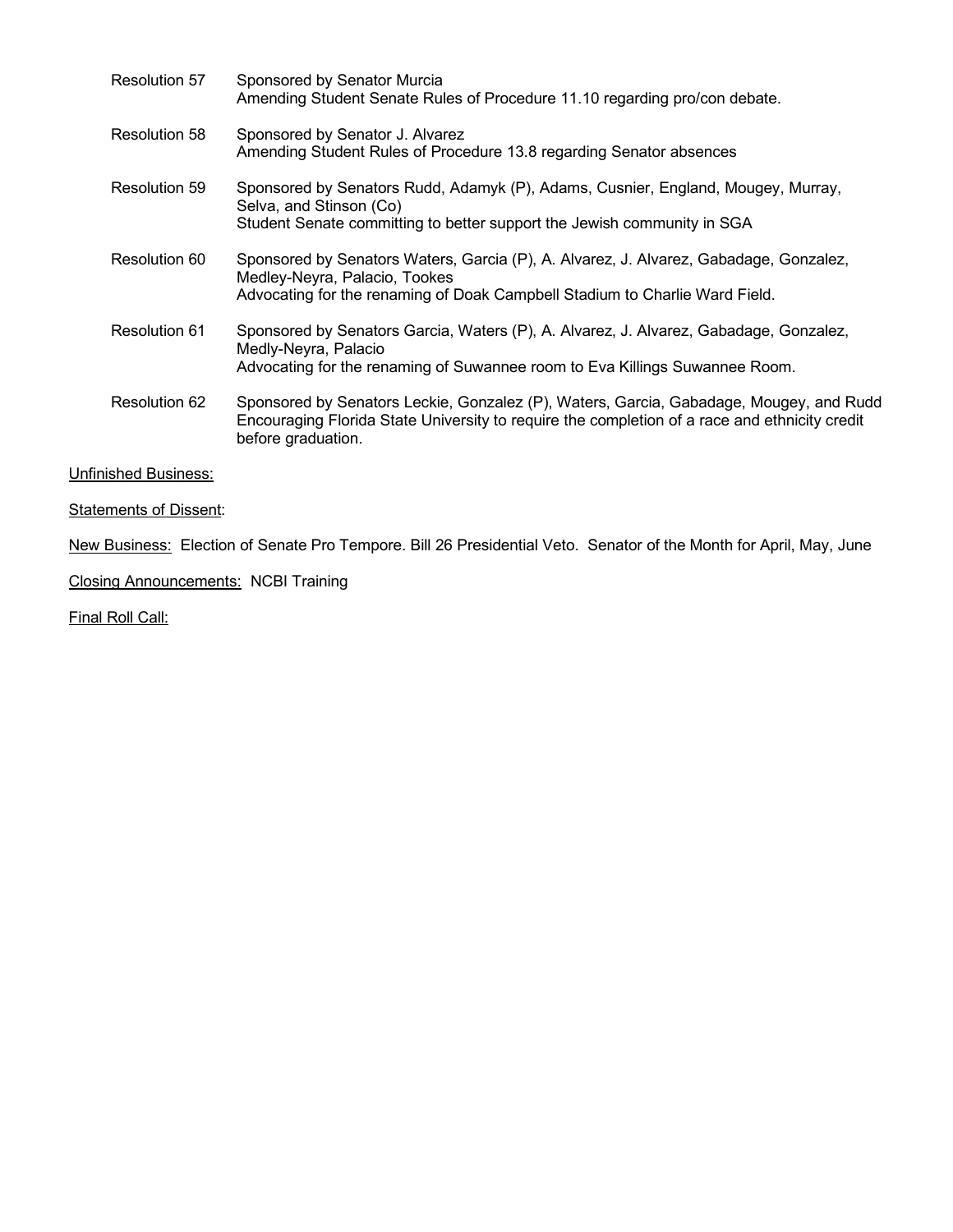Resolution 57 Sponsored by Senator Murcia
Amending Student Senate Rules of Procedure 11.10 regarding pro/con debate.

Resolution 58 Sponsored by Senator J. Alvarez
Amending Student Rules of Procedure 13.8 regarding Senator absences

Resolution 59 Sponsored by Senators Rudd, Adamyk (P), Adams, Cusnier, England, Mougey, Murray, Selva, and Stinson (Co)
Student Senate committing to better support the Jewish community in SGA

Resolution 60 Sponsored by Senators Waters, Garcia (P), A. Alvarez, J. Alvarez, Gabadage, Gonzalez, Medley-Neyra, Palacio, Tookes
Advocating for the renaming of Doak Campbell Stadium to Charlie Ward Field.

Resolution 61 Sponsored by Senators Garcia, Waters (P), A. Alvarez, J. Alvarez, Gabadage, Gonzalez, Medly-Neyra, Palacio
Advocating for the renaming of Suwannee room to Eva Killings Suwannee Room.

Resolution 62 Sponsored by Senators Leckie, Gonzalez (P), Waters, Garcia, Gabadage, Mougey, and Rudd
Encouraging Florida State University to require the completion of a race and ethnicity credit before graduation.

Unfinished Business:

Statements of Dissent:

New Business: Election of Senate Pro Tempore. Bill 26 Presidential Veto. Senator of the Month for April, May, June

Closing Announcements: NCBI Training

Final Roll Call: